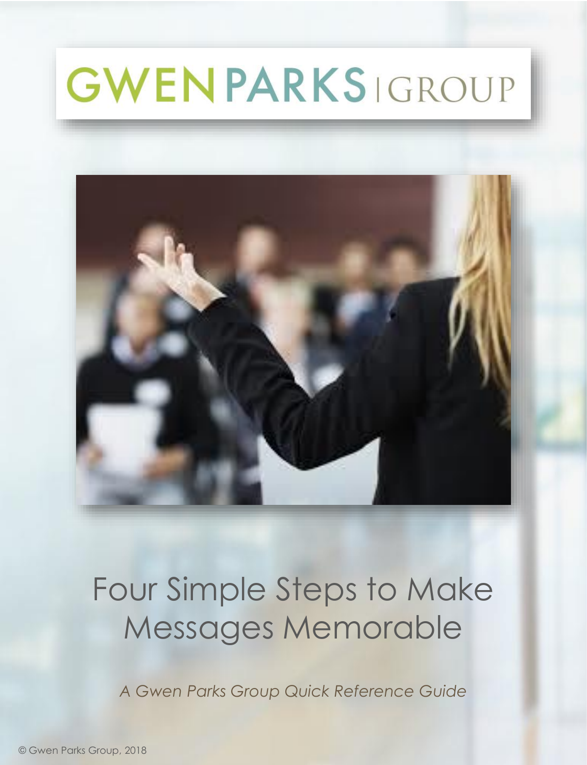# GWEN PARKS | GROUP

# Four Simple Steps to Make Messages Memorable

*A Gwen Parks Group Quick Reference Guide*

© Gwen Parks Group, 2018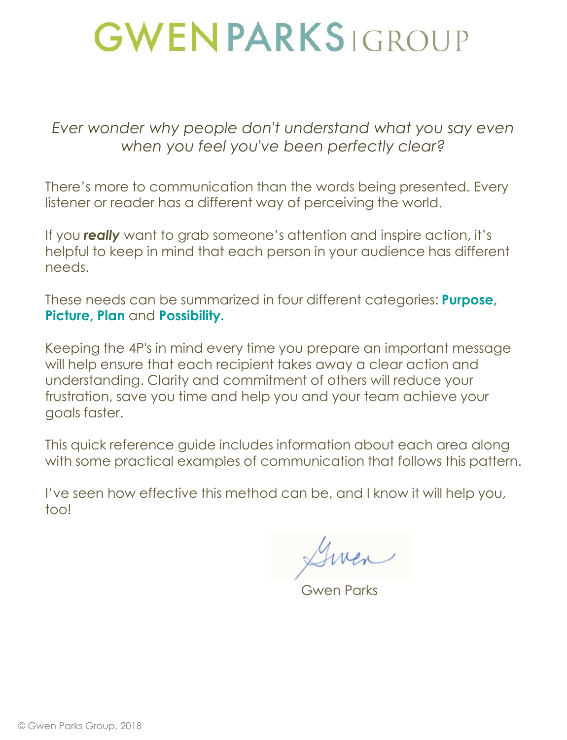# GWEN PARKS | GROUP

*Ever wonder why people don't understand what you say even when you feel you've been perfectly clear?*

There's more to communication than the words being presented. Every listener or reader has a different way of perceiving the world.

If you ***really*** want to grab someone's attention and inspire action, it's helpful to keep in mind that each person in your audience has different needs.

These needs can be summarized in four different categories: **Purpose, Picture, Plan** and **Possibility.**

Keeping the 4P's in mind every time you prepare an important message will help ensure that each recipient takes away a clear action and understanding. Clarity and commitment of others will reduce your frustration, save you time and help you and your team achieve your goals faster.

This quick reference guide includes information about each area along with some practical examples of communication that follows this pattern.

I've seen how effective this method can be, and I know it will help you, too!

Gwen

Gwen Parks

© Gwen Parks Group, 2018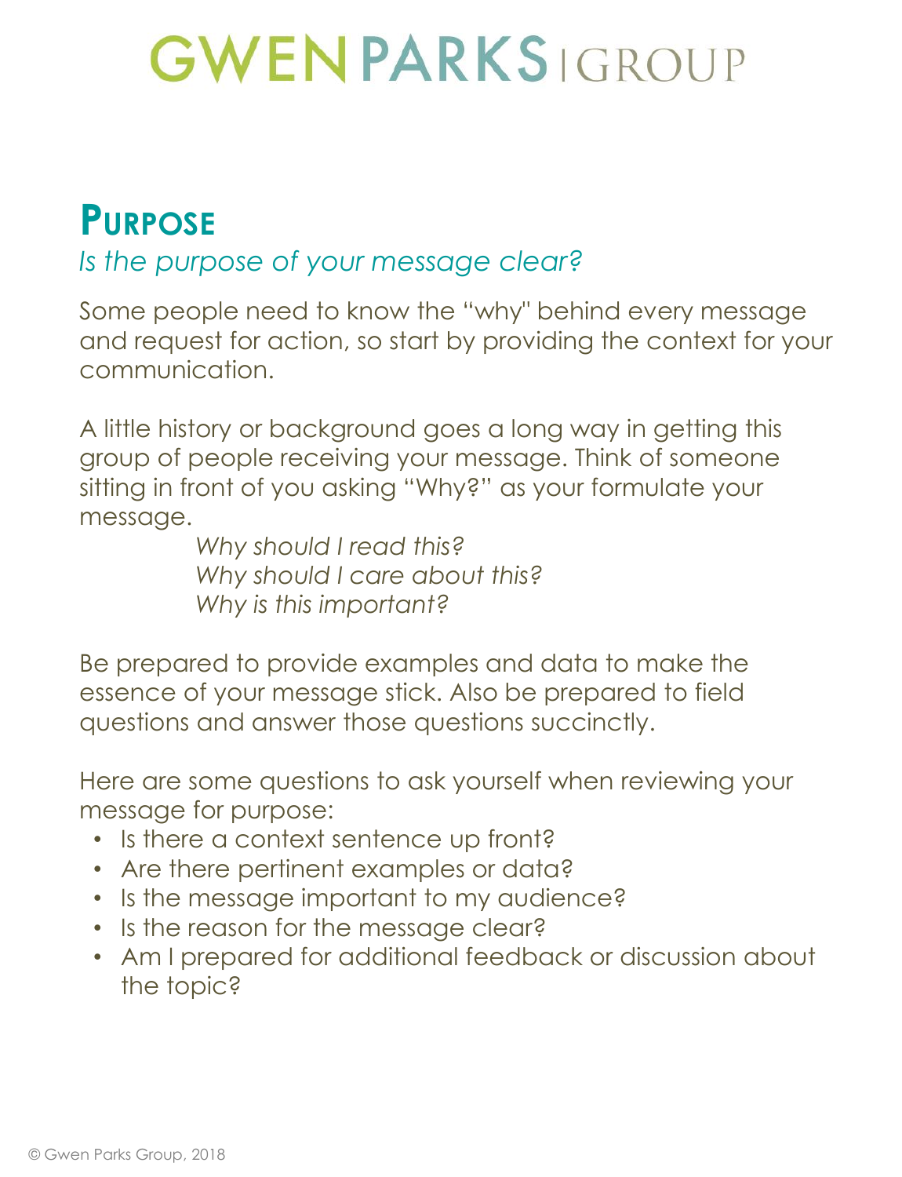# GWEN PARKS | GROUP

## Purpose

*Is the purpose of your message clear?*

Some people need to know the "why" behind every message and request for action, so start by providing the context for your communication.

A little history or background goes a long way in getting this group of people receiving your message. Think of someone sitting in front of you asking "Why?" as your formulate your message.

*Why should I read this?*
*Why should I care about this?*
*Why is this important?*

Be prepared to provide examples and data to make the essence of your message stick. Also be prepared to field questions and answer those questions succinctly.

Here are some questions to ask yourself when reviewing your message for purpose:

- Is there a context sentence up front?
- Are there pertinent examples or data?
- Is the message important to my audience?
- Is the reason for the message clear?
- Am I prepared for additional feedback or discussion about the topic?

© Gwen Parks Group, 2018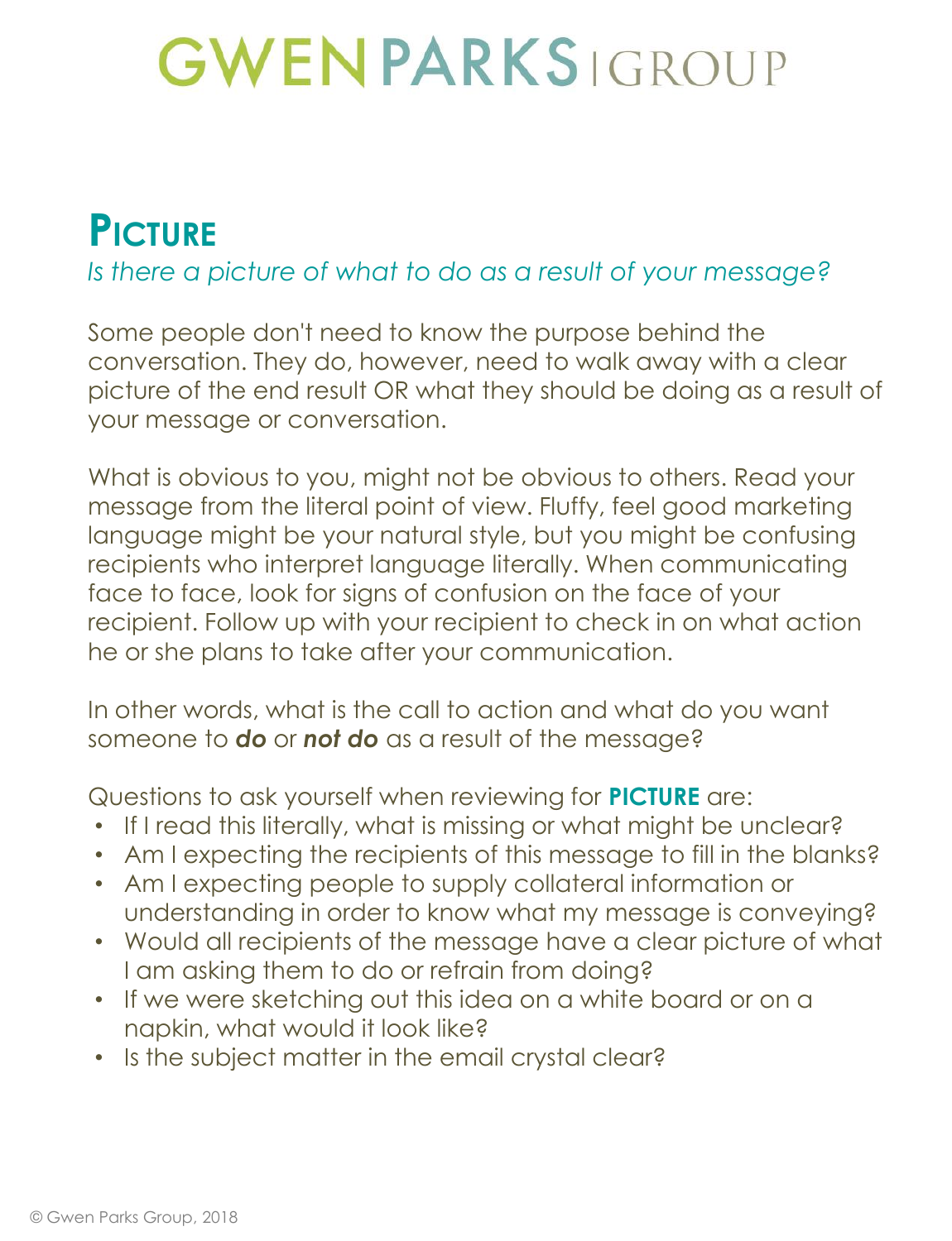# Picture

*Is there a picture of what to do as a result of your message?*

Some people don't need to know the purpose behind the conversation. They do, however, need to walk away with a clear picture of the end result OR what they should be doing as a result of your message or conversation.

What is obvious to you, might not be obvious to others. Read your message from the literal point of view. Fluffy, feel good marketing language might be your natural style, but you might be confusing recipients who interpret language literally. When communicating face to face, look for signs of confusion on the face of your recipient. Follow up with your recipient to check in on what action he or she plans to take after your communication.

In other words, what is the call to action and what do you want someone to ***do*** or ***not do*** as a result of the message?

Questions to ask yourself when reviewing for **PICTURE** are:

- If I read this literally, what is missing or what might be unclear?
- Am I expecting the recipients of this message to fill in the blanks?
- Am I expecting people to supply collateral information or understanding in order to know what my message is conveying?
- Would all recipients of the message have a clear picture of what I am asking them to do or refrain from doing?
- If we were sketching out this idea on a white board or on a napkin, what would it look like?
- Is the subject matter in the email crystal clear?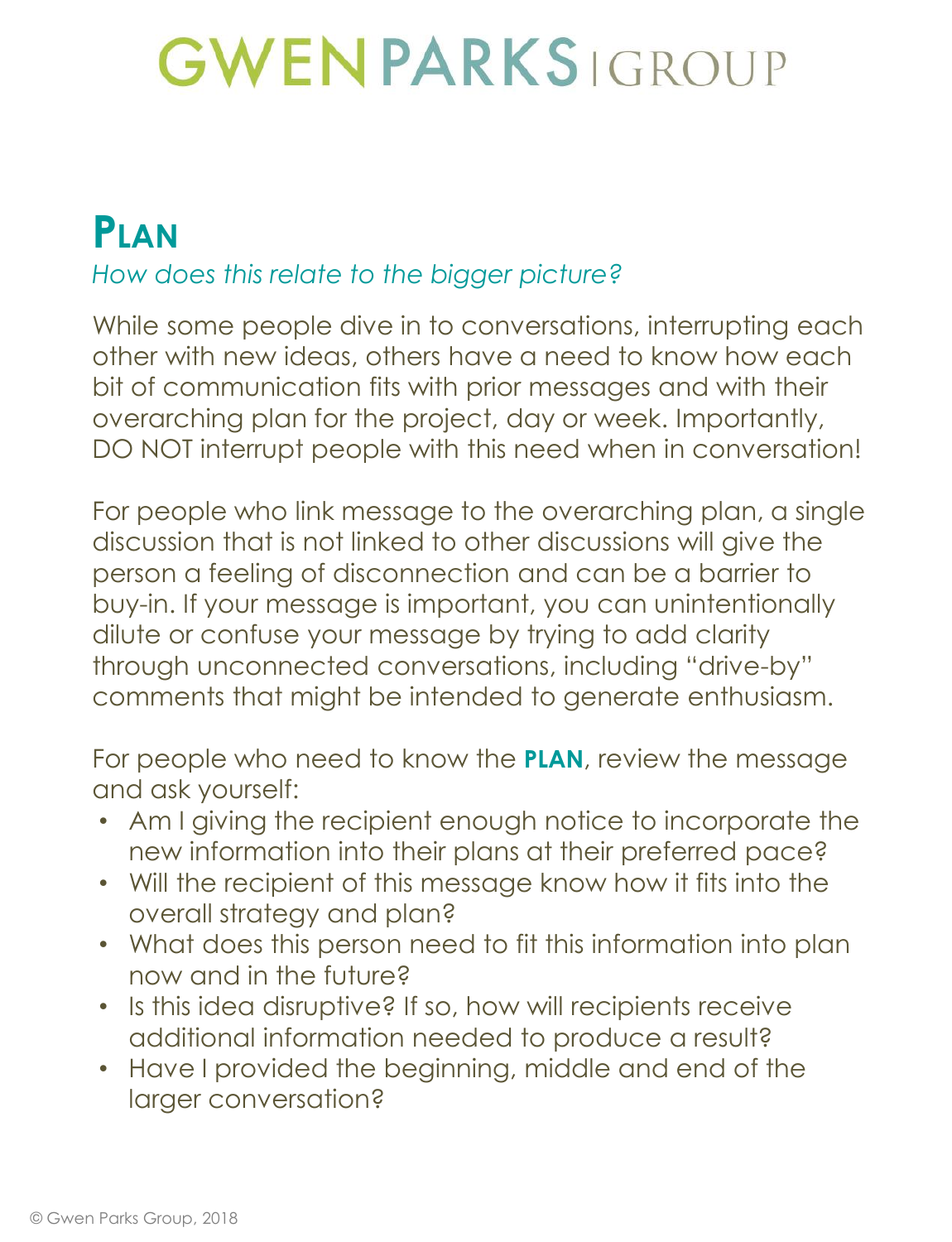# GWEN PARKS | GROUP

## PLAN

*How does this relate to the bigger picture?*

While some people dive in to conversations, interrupting each other with new ideas, others have a need to know how each bit of communication fits with prior messages and with their overarching plan for the project, day or week. Importantly, DO NOT interrupt people with this need when in conversation!

For people who link message to the overarching plan, a single discussion that is not linked to other discussions will give the person a feeling of disconnection and can be a barrier to buy-in. If your message is important, you can unintentionally dilute or confuse your message by trying to add clarity through unconnected conversations, including "drive-by" comments that might be intended to generate enthusiasm.

For people who need to know the **PLAN**, review the message and ask yourself:

- Am I giving the recipient enough notice to incorporate the new information into their plans at their preferred pace?
- Will the recipient of this message know how it fits into the overall strategy and plan?
- What does this person need to fit this information into plan now and in the future?
- Is this idea disruptive? If so, how will recipients receive additional information needed to produce a result?
- Have I provided the beginning, middle and end of the larger conversation?

© Gwen Parks Group, 2018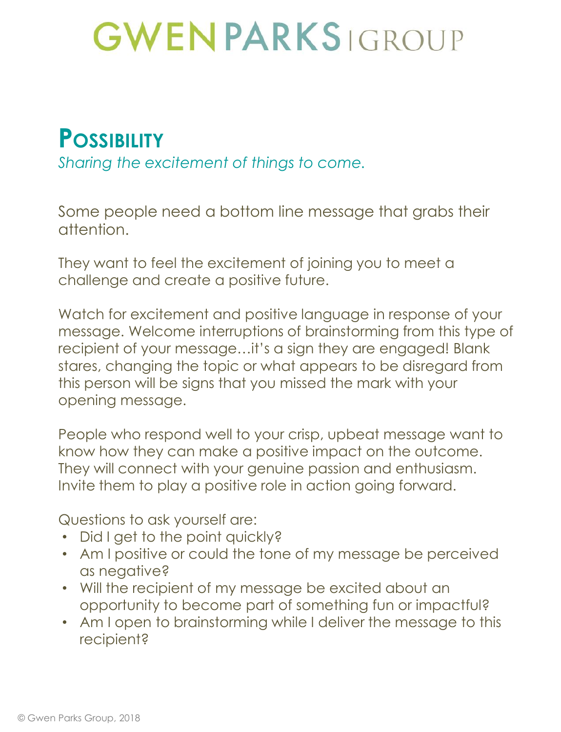# GWEN PARKS | GROUP

## Possibility

*Sharing the excitement of things to come.*

Some people need a bottom line message that grabs their attention.

They want to feel the excitement of joining you to meet a challenge and create a positive future.

Watch for excitement and positive language in response of your message. Welcome interruptions of brainstorming from this type of recipient of your message…it's a sign they are engaged! Blank stares, changing the topic or what appears to be disregard from this person will be signs that you missed the mark with your opening message.

People who respond well to your crisp, upbeat message want to know how they can make a positive impact on the outcome. They will connect with your genuine passion and enthusiasm. Invite them to play a positive role in action going forward.

Questions to ask yourself are:

- Did I get to the point quickly?
- Am I positive or could the tone of my message be perceived as negative?
- Will the recipient of my message be excited about an opportunity to become part of something fun or impactful?
- Am I open to brainstorming while I deliver the message to this recipient?

© Gwen Parks Group, 2018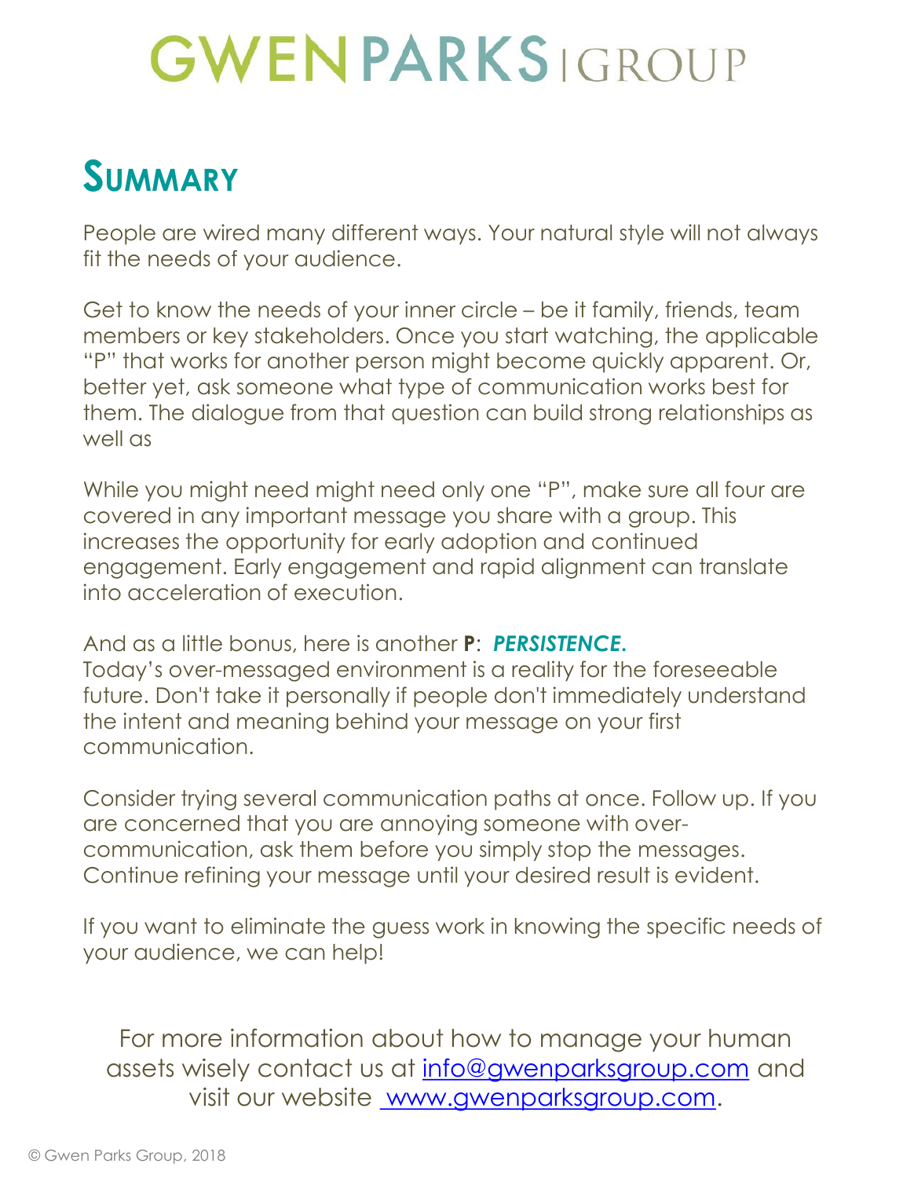# GWEN PARKS | GROUP

## SUMMARY

People are wired many different ways. Your natural style will not always fit the needs of your audience.

Get to know the needs of your inner circle – be it family, friends, team members or key stakeholders. Once you start watching, the applicable "P" that works for another person might become quickly apparent. Or, better yet, ask someone what type of communication works best for them. The dialogue from that question can build strong relationships as well as

While you might need might need only one "P", make sure all four are covered in any important message you share with a group. This increases the opportunity for early adoption and continued engagement. Early engagement and rapid alignment can translate into acceleration of execution.

And as a little bonus, here is another **P**: ***PERSISTENCE.***
Today's over-messaged environment is a reality for the foreseeable future. Don't take it personally if people don't immediately understand the intent and meaning behind your message on your first communication.

Consider trying several communication paths at once. Follow up. If you are concerned that you are annoying someone with over-communication, ask them before you simply stop the messages. Continue refining your message until your desired result is evident.

If you want to eliminate the guess work in knowing the specific needs of your audience, we can help!

For more information about how to manage your human assets wisely contact us at info@gwenparksgroup.com and visit our website www.gwenparksgroup.com.

© Gwen Parks Group, 2018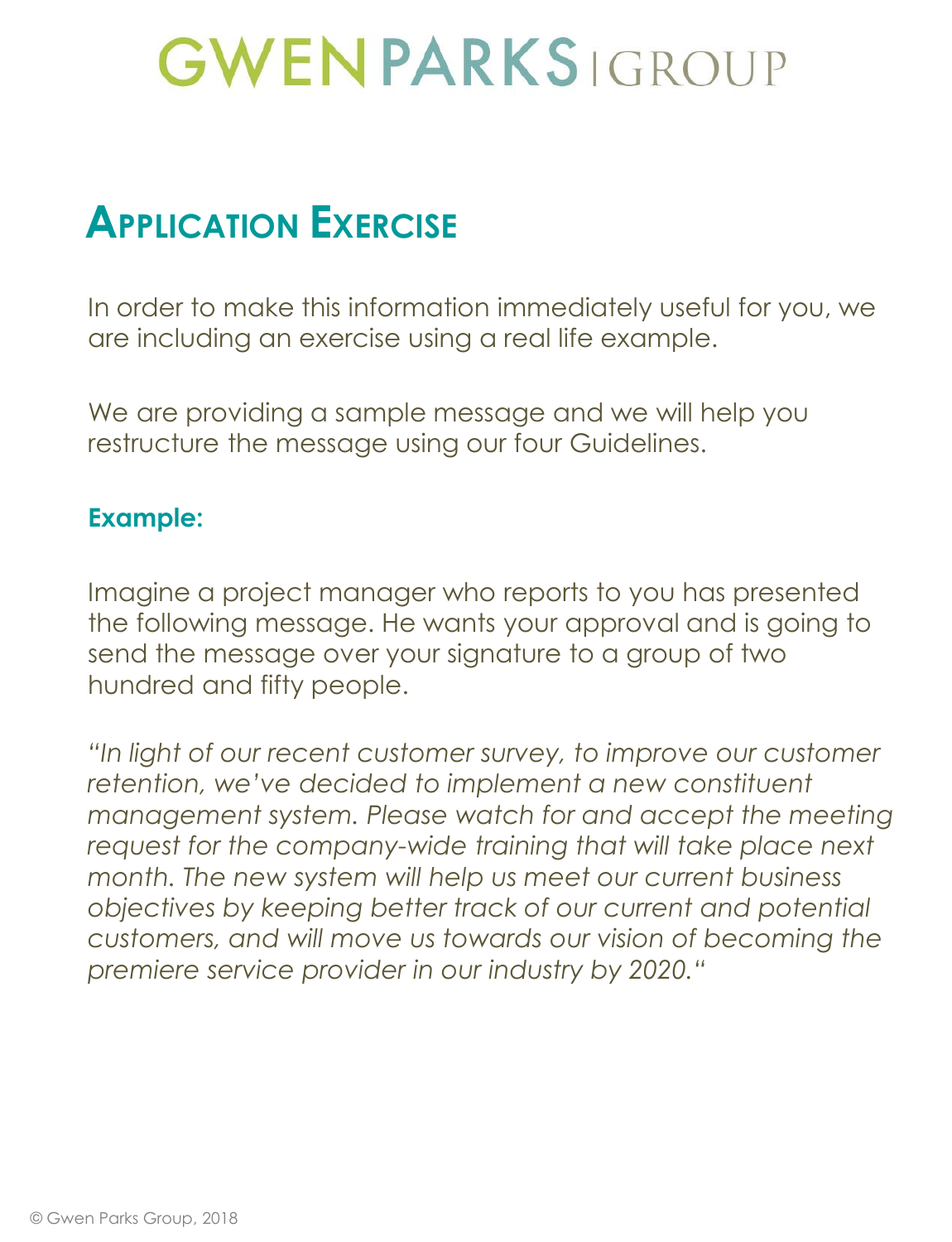# GWEN PARKS | GROUP

## APPLICATION EXERCISE

In order to make this information immediately useful for you, we are including an exercise using a real life example.

We are providing a sample message and we will help you restructure the message using our four Guidelines.

### Example:

Imagine a project manager who reports to you has presented the following message. He wants your approval and is going to send the message over your signature to a group of two hundred and fifty people.

*"In light of our recent customer survey, to improve our customer retention, we've decided to implement a new constituent management system. Please watch for and accept the meeting request for the company-wide training that will take place next month. The new system will help us meet our current business objectives by keeping better track of our current and potential customers, and will move us towards our vision of becoming the premiere service provider in our industry by 2020."*

© Gwen Parks Group, 2018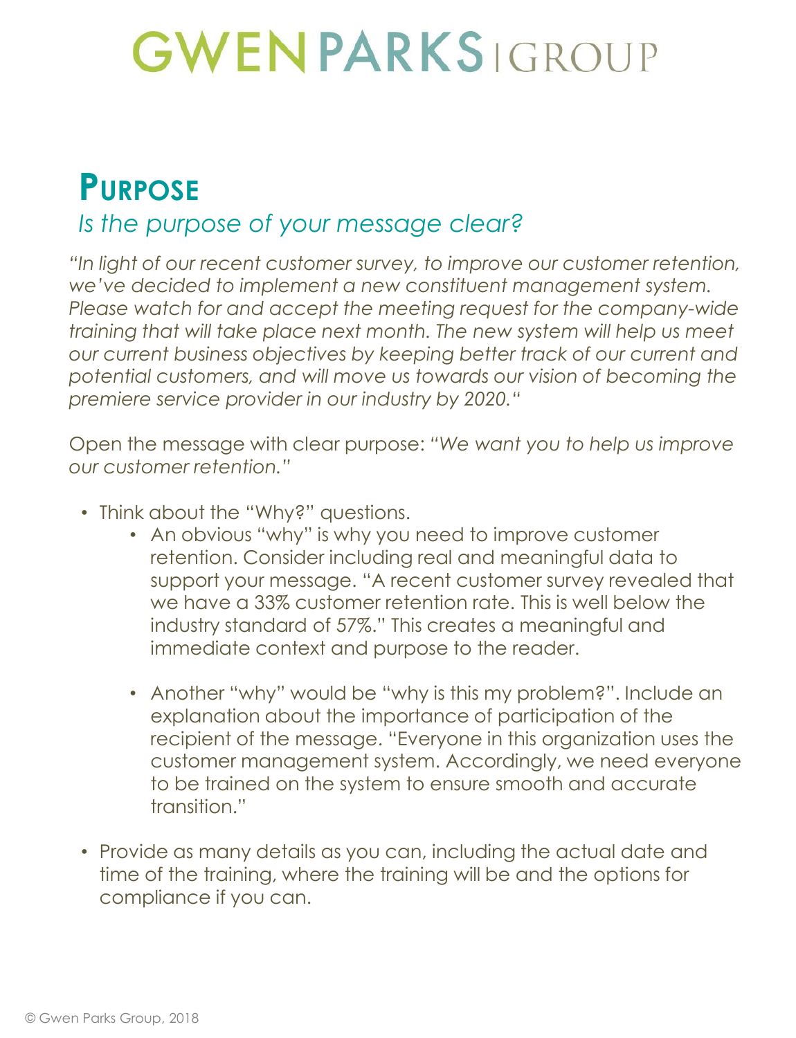# GWEN PARKS | GROUP

## PURPOSE

*Is the purpose of your message clear?*

*"In light of our recent customer survey, to improve our customer retention, we've decided to implement a new constituent management system. Please watch for and accept the meeting request for the company-wide training that will take place next month. The new system will help us meet our current business objectives by keeping better track of our current and potential customers, and will move us towards our vision of becoming the premiere service provider in our industry by 2020."*

Open the message with clear purpose: *"We want you to help us improve our customer retention."*

- Think about the "Why?" questions.
  - An obvious "why" is why you need to improve customer retention. Consider including real and meaningful data to support your message. "A recent customer survey revealed that we have a 33% customer retention rate. This is well below the industry standard of 57%." This creates a meaningful and immediate context and purpose to the reader.
  - Another "why" would be "why is this my problem?". Include an explanation about the importance of participation of the recipient of the message. "Everyone in this organization uses the customer management system. Accordingly, we need everyone to be trained on the system to ensure smooth and accurate transition."
- Provide as many details as you can, including the actual date and time of the training, where the training will be and the options for compliance if you can.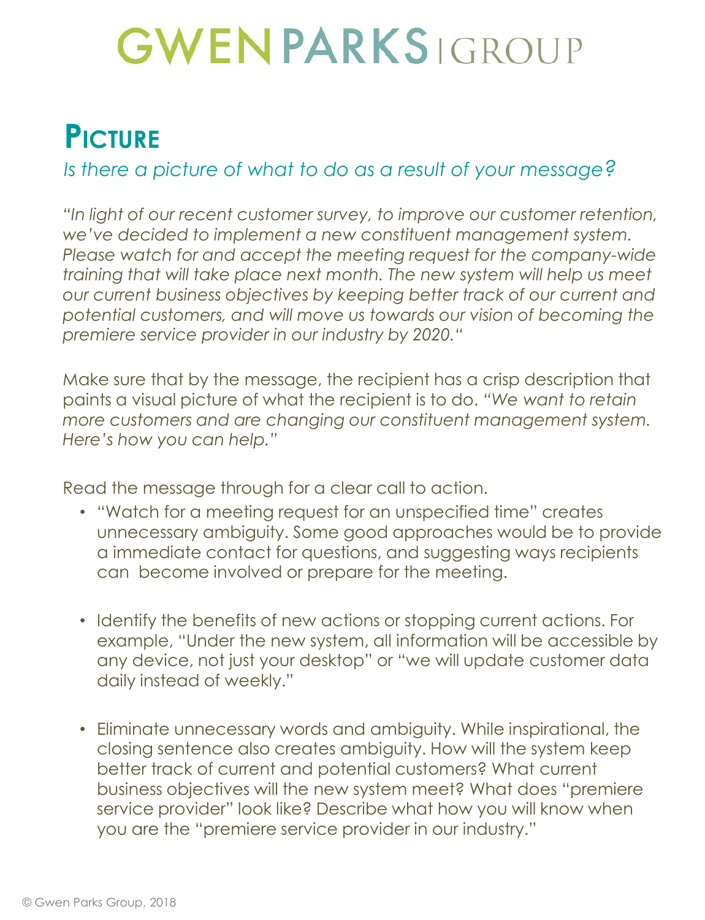# Picture

*Is there a picture of what to do as a result of your message?*

*"In light of our recent customer survey, to improve our customer retention, we've decided to implement a new constituent management system. Please watch for and accept the meeting request for the company-wide training that will take place next month. The new system will help us meet our current business objectives by keeping better track of our current and potential customers, and will move us towards our vision of becoming the premiere service provider in our industry by 2020."*

Make sure that by the message, the recipient has a crisp description that paints a visual picture of what the recipient is to do. *"We want to retain more customers and are changing our constituent management system. Here's how you can help."*

Read the message through for a clear call to action.

- "Watch for a meeting request for an unspecified time" creates unnecessary ambiguity. Some good approaches would be to provide a immediate contact for questions, and suggesting ways recipients can become involved or prepare for the meeting.
- Identify the benefits of new actions or stopping current actions. For example, "Under the new system, all information will be accessible by any device, not just your desktop" or "we will update customer data daily instead of weekly."
- Eliminate unnecessary words and ambiguity. While inspirational, the closing sentence also creates ambiguity. How will the system keep better track of current and potential customers? What current business objectives will the new system meet? What does "premiere service provider" look like? Describe what how you will know when you are the "premiere service provider in our industry."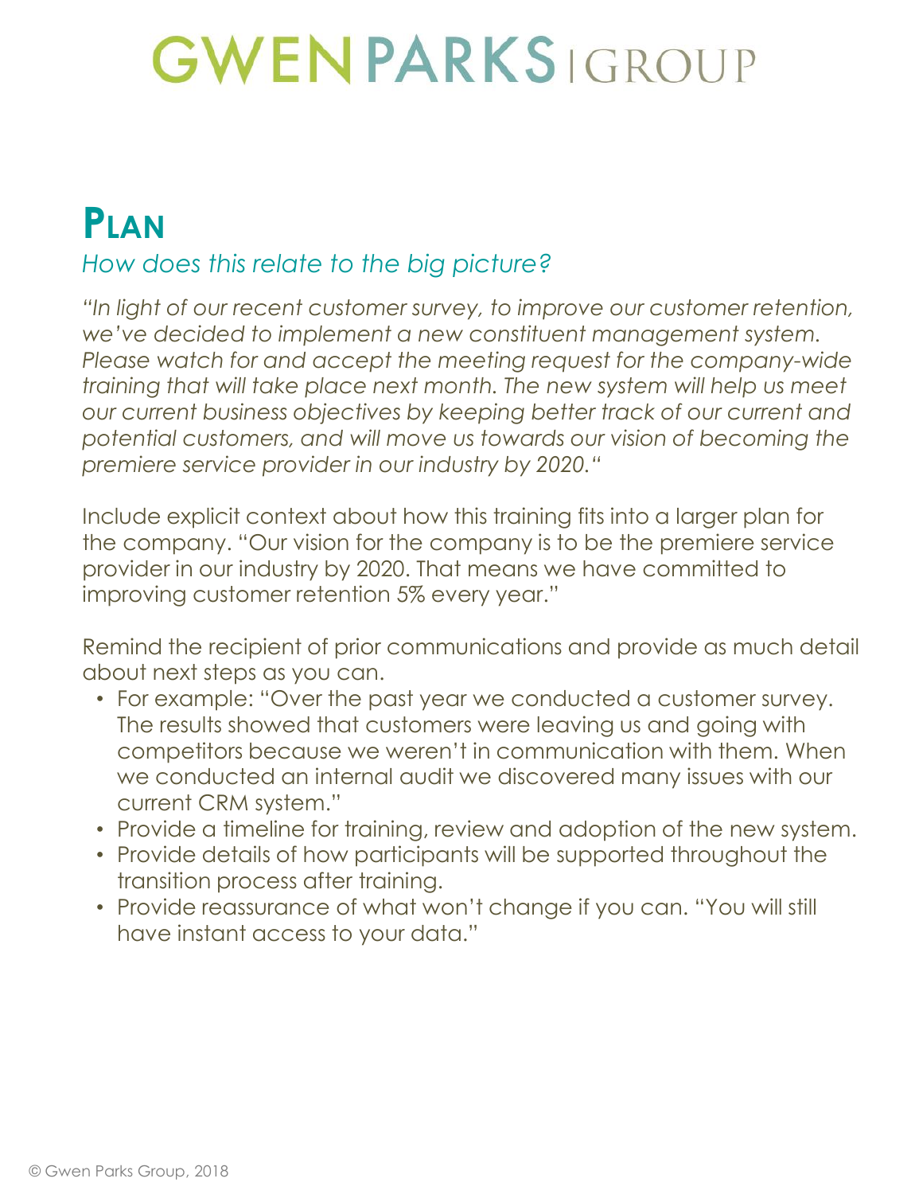# GWEN PARKS | GROUP

## PLAN

*How does this relate to the big picture?*

*"In light of our recent customer survey, to improve our customer retention, we've decided to implement a new constituent management system. Please watch for and accept the meeting request for the company-wide training that will take place next month. The new system will help us meet our current business objectives by keeping better track of our current and potential customers, and will move us towards our vision of becoming the premiere service provider in our industry by 2020."*

Include explicit context about how this training fits into a larger plan for the company. "Our vision for the company is to be the premiere service provider in our industry by 2020. That means we have committed to improving customer retention 5% every year."

Remind the recipient of prior communications and provide as much detail about next steps as you can.

- For example: "Over the past year we conducted a customer survey. The results showed that customers were leaving us and going with competitors because we weren't in communication with them. When we conducted an internal audit we discovered many issues with our current CRM system."
- Provide a timeline for training, review and adoption of the new system.
- Provide details of how participants will be supported throughout the transition process after training.
- Provide reassurance of what won't change if you can. "You will still have instant access to your data."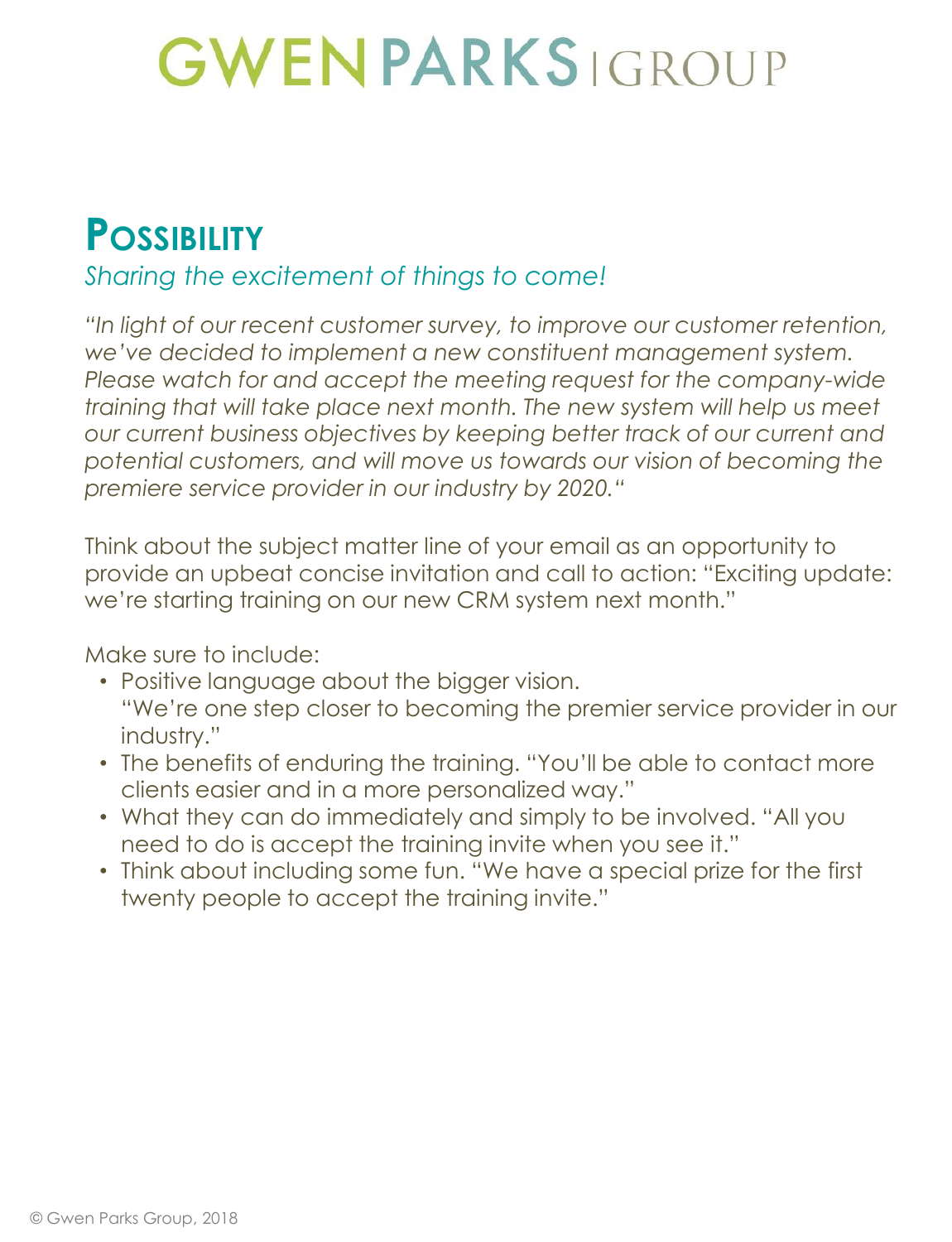# GWEN PARKS | GROUP

## Possibility

*Sharing the excitement of things to come!*

*"In light of our recent customer survey, to improve our customer retention, we've decided to implement a new constituent management system. Please watch for and accept the meeting request for the company-wide training that will take place next month. The new system will help us meet our current business objectives by keeping better track of our current and potential customers, and will move us towards our vision of becoming the premiere service provider in our industry by 2020."*

Think about the subject matter line of your email as an opportunity to provide an upbeat concise invitation and call to action: "Exciting update: we're starting training on our new CRM system next month."

Make sure to include:

- Positive language about the bigger vision. "We're one step closer to becoming the premier service provider in our industry."
- The benefits of enduring the training. "You'll be able to contact more clients easier and in a more personalized way."
- What they can do immediately and simply to be involved. "All you need to do is accept the training invite when you see it."
- Think about including some fun. "We have a special prize for the first twenty people to accept the training invite."

© Gwen Parks Group, 2018